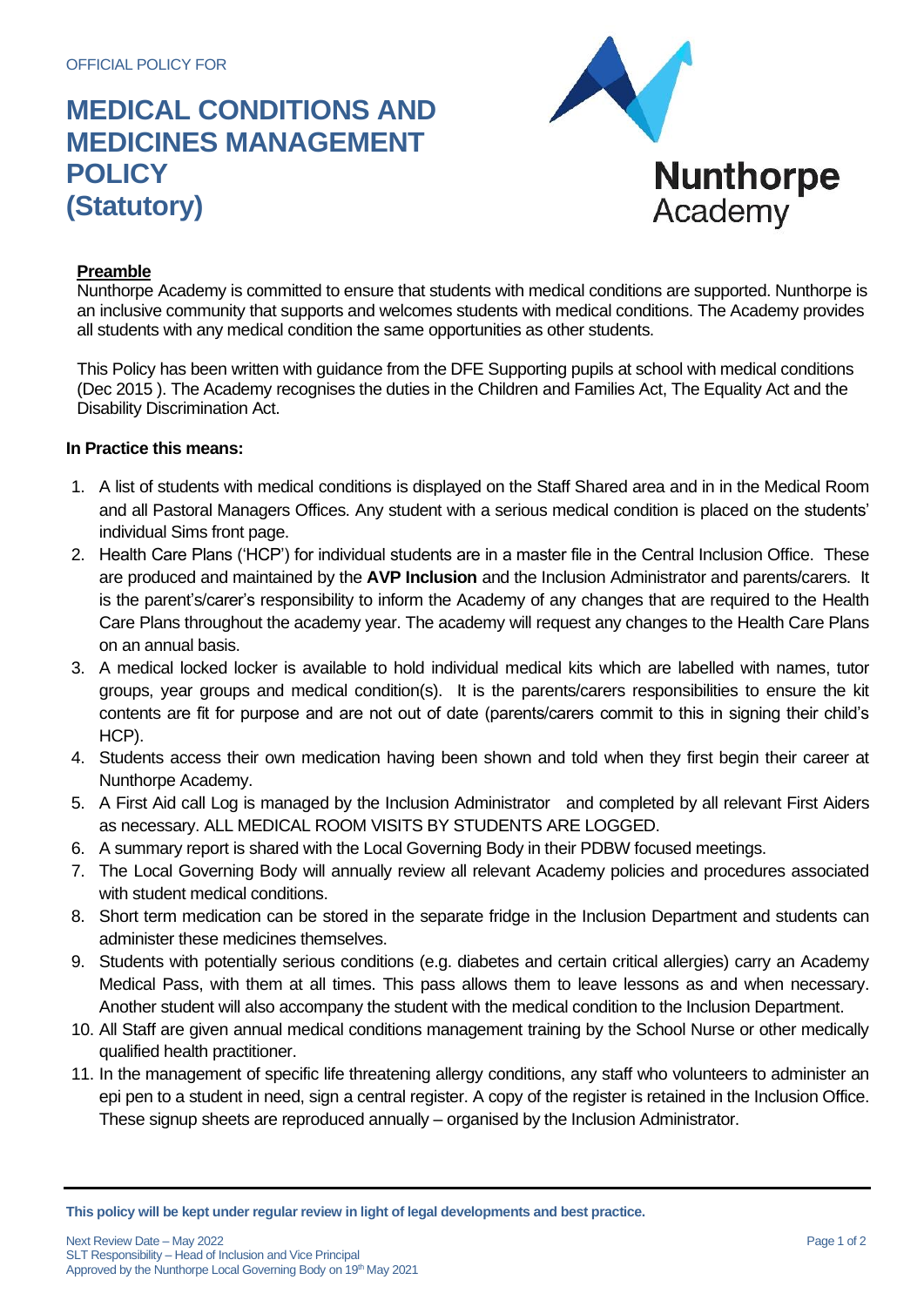OFFICIAL POLICY FOR

# MEDICAL CONDITIONS AND MEDICINES MANAGEMENT POLICY (Statutory)

Nunthorpe Academy

**Preamble**

Nunthorpe Academy is committed to ensure that students with medical conditions are supported. Nunthorpe is an inclusive community that supports and welcomes students with medical conditions. The Academy provides all students with any medical condition the same opportunities as other students.

This Policy has been written with guidance from the DFE Supporting pupils at school with medical conditions (Dec 2015 ). The Academy recognises the duties in the Children and Families Act, The Equality Act and the Disability Discrimination Act.

**In Practice this means:**

1. A list of students with medical conditions is displayed on the Staff Shared area and in in the Medical Room and all Pastoral Managers Offices. Any student with a serious medical condition is placed on the students' individual Sims front page.
2. Health Care Plans ('HCP') for individual students are in a master file in the Central Inclusion Office. These are produced and maintained by the **AVP Inclusion** and the Inclusion Administrator and parents/carers. It is the parent's/carer's responsibility to inform the Academy of any changes that are required to the Health Care Plans throughout the academy year. The academy will request any changes to the Health Care Plans on an annual basis.
3. A medical locked locker is available to hold individual medical kits which are labelled with names, tutor groups, year groups and medical condition(s). It is the parents/carers responsibilities to ensure the kit contents are fit for purpose and are not out of date (parents/carers commit to this in signing their child's HCP).
4. Students access their own medication having been shown and told when they first begin their career at Nunthorpe Academy.
5. A First Aid call Log is managed by the Inclusion Administrator and completed by all relevant First Aiders as necessary. ALL MEDICAL ROOM VISITS BY STUDENTS ARE LOGGED.
6. A summary report is shared with the Local Governing Body in their PDBW focused meetings.
7. The Local Governing Body will annually review all relevant Academy policies and procedures associated with student medical conditions.
8. Short term medication can be stored in the separate fridge in the Inclusion Department and students can administer these medicines themselves.
9. Students with potentially serious conditions (e.g. diabetes and certain critical allergies) carry an Academy Medical Pass, with them at all times. This pass allows them to leave lessons as and when necessary. Another student will also accompany the student with the medical condition to the Inclusion Department.
10. All Staff are given annual medical conditions management training by the School Nurse or other medically qualified health practitioner.
11. In the management of specific life threatening allergy conditions, any staff who volunteers to administer an epi pen to a student in need, sign a central register. A copy of the register is retained in the Inclusion Office. These signup sheets are reproduced annually – organised by the Inclusion Administrator.

**This policy will be kept under regular review in light of legal developments and best practice.**

Next Review Date – May 2022
SLT Responsibility – Head of Inclusion and Vice Principal
Approved by the Nunthorpe Local Governing Body on 19th May 2021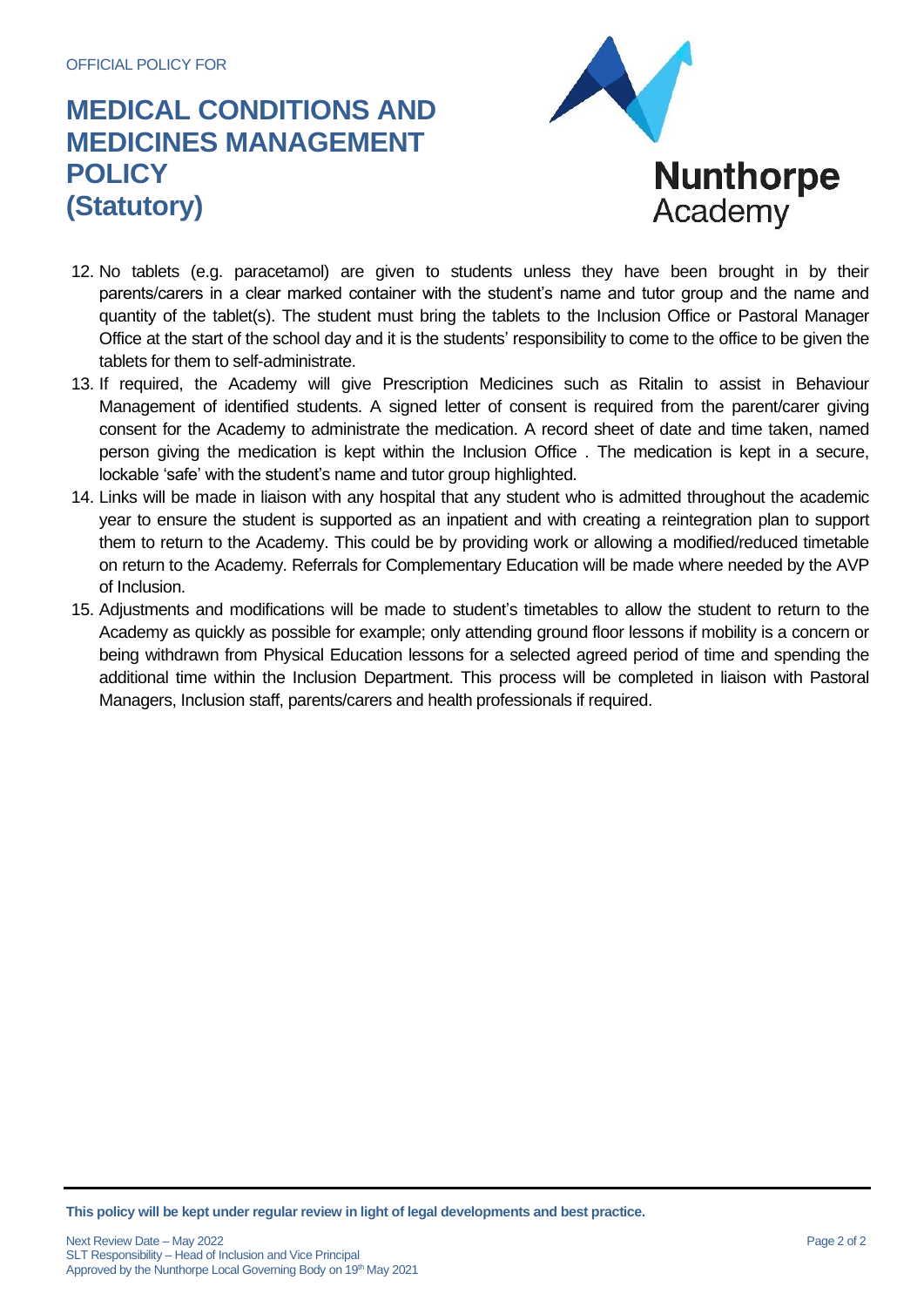12. No tablets (e.g. paracetamol) are given to students unless they have been brought in by their parents/carers in a clear marked container with the student's name and tutor group and the name and quantity of the tablet(s). The student must bring the tablets to the Inclusion Office or Pastoral Manager Office at the start of the school day and it is the students' responsibility to come to the office to be given the tablets for them to self-administrate.
13. If required, the Academy will give Prescription Medicines such as Ritalin to assist in Behaviour Management of identified students. A signed letter of consent is required from the parent/carer giving consent for the Academy to administrate the medication. A record sheet of date and time taken, named person giving the medication is kept within the Inclusion Office . The medication is kept in a secure, lockable 'safe' with the student's name and tutor group highlighted.
14. Links will be made in liaison with any hospital that any student who is admitted throughout the academic year to ensure the student is supported as an inpatient and with creating a reintegration plan to support them to return to the Academy. This could be by providing work or allowing a modified/reduced timetable on return to the Academy. Referrals for Complementary Education will be made where needed by the AVP of Inclusion.
15. Adjustments and modifications will be made to student's timetables to allow the student to return to the Academy as quickly as possible for example; only attending ground floor lessons if mobility is a concern or being withdrawn from Physical Education lessons for a selected agreed period of time and spending the additional time within the Inclusion Department. This process will be completed in liaison with Pastoral Managers, Inclusion staff, parents/carers and health professionals if required.

**This policy will be kept under regular review in light of legal developments and best practice.**

Next Review Date – May 2022
SLT Responsibility – Head of Inclusion and Vice Principal
Approved by the Nunthorpe Local Governing Body on 19th May 2021